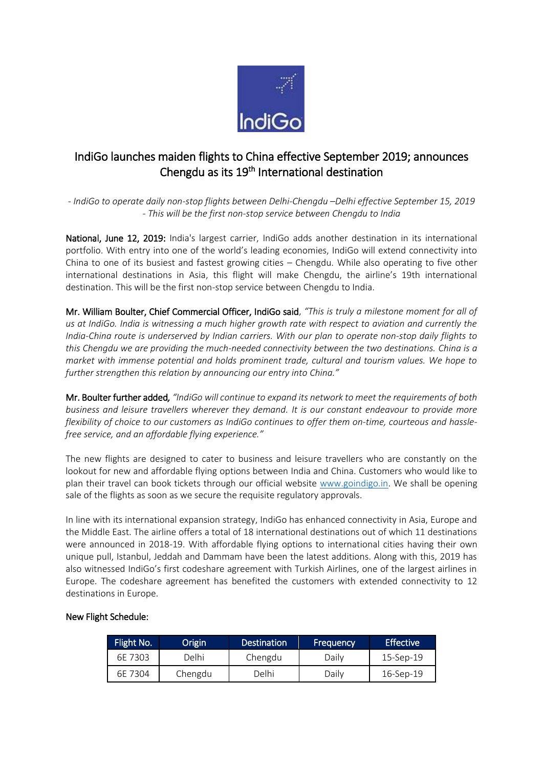# IndiGo launches maiden flights to China effective September 2019; announces Chengdu as its 19th International destination

*- IndiGo to operate daily non-stop flights between Delhi-Chengdu –Delhi effective September 15, 2019*
*- This will be the first non-stop service between Chengdu to India*

**National, June 12, 2019:** India's largest carrier, IndiGo adds another destination in its international portfolio. With entry into one of the world's leading economies, IndiGo will extend connectivity into China to one of its busiest and fastest growing cities – Chengdu. While also operating to five other international destinations in Asia, this flight will make Chengdu, the airline's 19th international destination. This will be the first non-stop service between Chengdu to India.

**Mr. William Boulter, Chief Commercial Officer, IndiGo said**, *"This is truly a milestone moment for all of us at IndiGo. India is witnessing a much higher growth rate with respect to aviation and currently the India-China route is underserved by Indian carriers. With our plan to operate non-stop daily flights to this Chengdu we are providing the much-needed connectivity between the two destinations. China is a market with immense potential and holds prominent trade, cultural and tourism values. We hope to further strengthen this relation by announcing our entry into China."*

**Mr. Boulter further added,** *"IndiGo will continue to expand its network to meet the requirements of both business and leisure travellers wherever they demand. It is our constant endeavour to provide more flexibility of choice to our customers as IndiGo continues to offer them on-time, courteous and hassle-free service, and an affordable flying experience."*

The new flights are designed to cater to business and leisure travellers who are constantly on the lookout for new and affordable flying options between India and China. Customers who would like to plan their travel can book tickets through our official website www.goindigo.in. We shall be opening sale of the flights as soon as we secure the requisite regulatory approvals.

In line with its international expansion strategy, IndiGo has enhanced connectivity in Asia, Europe and the Middle East. The airline offers a total of 18 international destinations out of which 11 destinations were announced in 2018-19. With affordable flying options to international cities having their own unique pull, Istanbul, Jeddah and Dammam have been the latest additions. Along with this, 2019 has also witnessed IndiGo's first codeshare agreement with Turkish Airlines, one of the largest airlines in Europe. The codeshare agreement has benefited the customers with extended connectivity to 12 destinations in Europe.

**New Flight Schedule:**

| Flight No. | Origin | Destination | Frequency | Effective |
|---|---|---|---|---|
| 6E 7303 | Delhi | Chengdu | Daily | 15-Sep-19 |
| 6E 7304 | Chengdu | Delhi | Daily | 16-Sep-19 |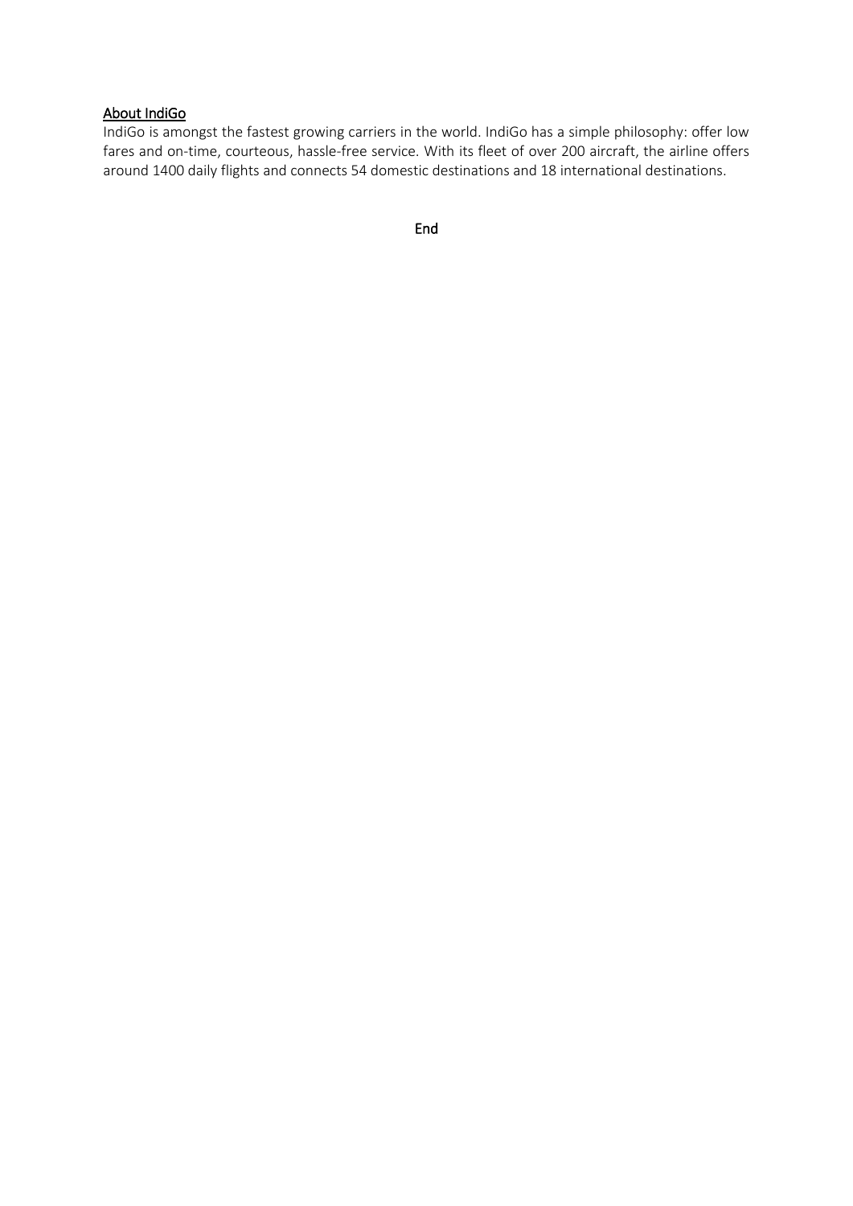<u>About IndiGo</u>

IndiGo is amongst the fastest growing carriers in the world. IndiGo has a simple philosophy: offer low fares and on-time, courteous, hassle-free service. With its fleet of over 200 aircraft, the airline offers around 1400 daily flights and connects 54 domestic destinations and 18 international destinations.

End